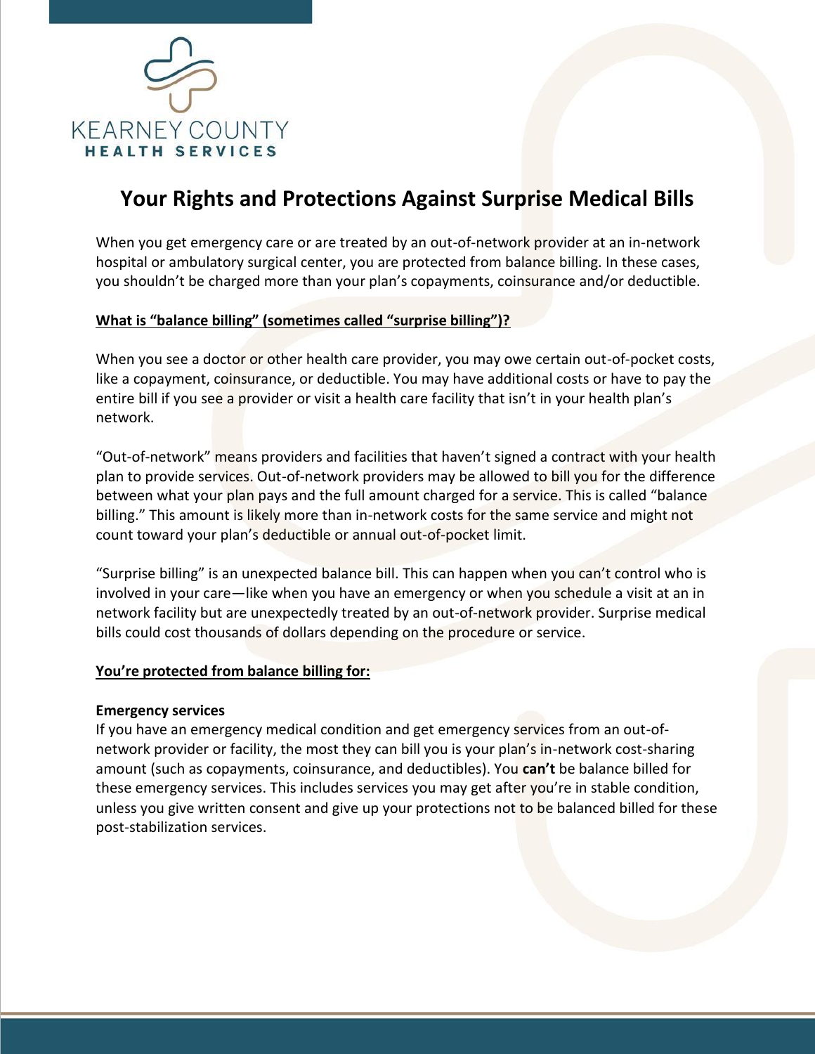KEARNEY COUNTY
**HEALTH SERVICES**

# Your Rights and Protections Against Surprise Medical Bills

When you get emergency care or are treated by an out-of-network provider at an in-network hospital or ambulatory surgical center, you are protected from balance billing. In these cases, you shouldn't be charged more than your plan's copayments, coinsurance and/or deductible.

**What is "balance billing" (sometimes called "surprise billing")?**

When you see a doctor or other health care provider, you may owe certain out-of-pocket costs, like a copayment, coinsurance, or deductible. You may have additional costs or have to pay the entire bill if you see a provider or visit a health care facility that isn't in your health plan's network.

"Out-of-network" means providers and facilities that haven't signed a contract with your health plan to provide services. Out-of-network providers may be allowed to bill you for the difference between what your plan pays and the full amount charged for a service. This is called "balance billing." This amount is likely more than in-network costs for the same service and might not count toward your plan's deductible or annual out-of-pocket limit.

"Surprise billing" is an unexpected balance bill. This can happen when you can't control who is involved in your care—like when you have an emergency or when you schedule a visit at an in network facility but are unexpectedly treated by an out-of-network provider. Surprise medical bills could cost thousands of dollars depending on the procedure or service.

**You're protected from balance billing for:**

**Emergency services**
If you have an emergency medical condition and get emergency services from an out-of-network provider or facility, the most they can bill you is your plan's in-network cost-sharing amount (such as copayments, coinsurance, and deductibles). You **can't** be balance billed for these emergency services. This includes services you may get after you're in stable condition, unless you give written consent and give up your protections not to be balanced billed for these post-stabilization services.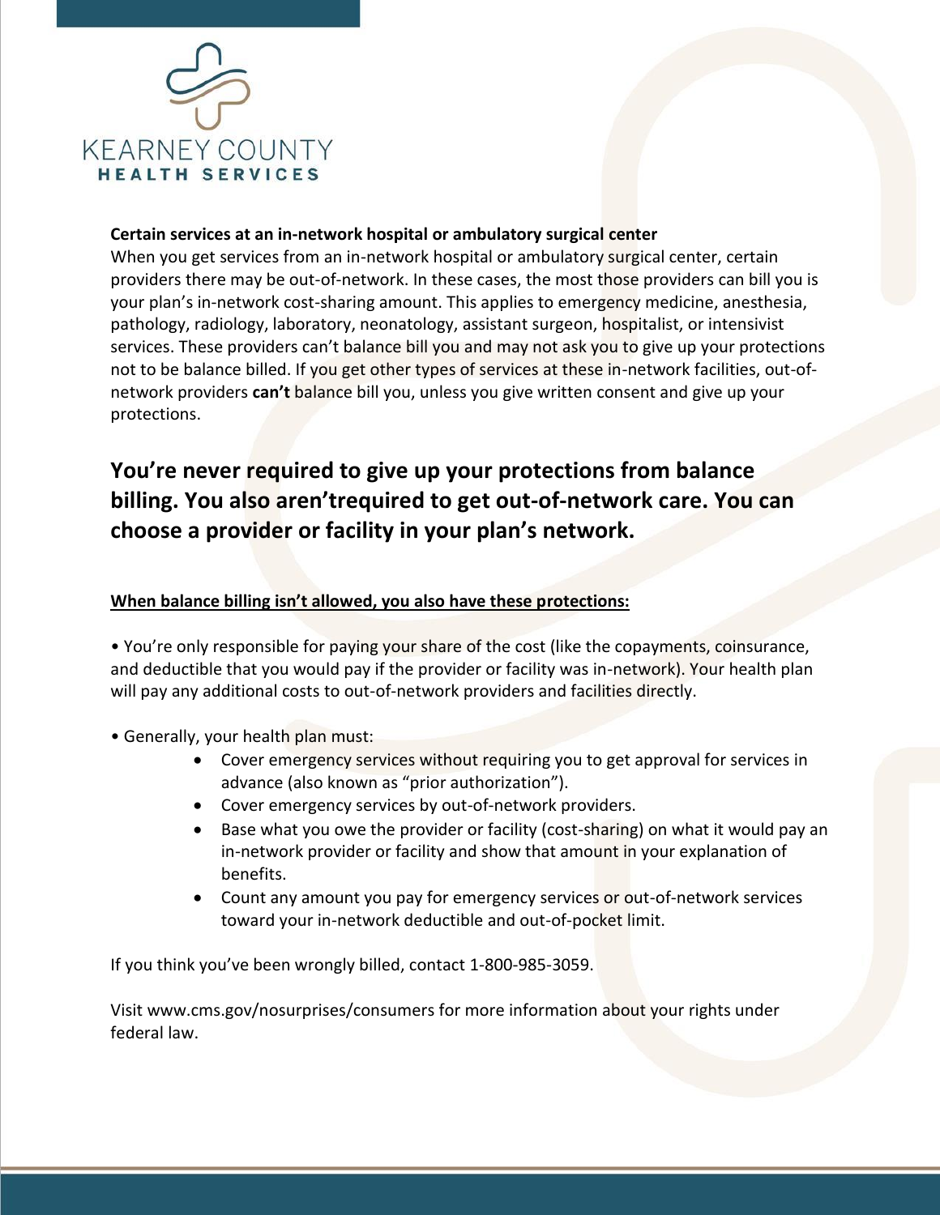KEARNEY COUNTY
HEALTH SERVICES

**Certain services at an in-network hospital or ambulatory surgical center**

When you get services from an in-network hospital or ambulatory surgical center, certain providers there may be out-of-network. In these cases, the most those providers can bill you is your plan's in-network cost-sharing amount. This applies to emergency medicine, anesthesia, pathology, radiology, laboratory, neonatology, assistant surgeon, hospitalist, or intensivist services. These providers can't balance bill you and may not ask you to give up your protections not to be balance billed. If you get other types of services at these in-network facilities, out-of-network providers **can't** balance bill you, unless you give written consent and give up your protections.

## You're never required to give up your protections from balance billing. You also aren'trequired to get out-of-network care. You can choose a provider or facility in your plan's network.

**<u>When balance billing isn't allowed, you also have these protections:</u>**

- You're only responsible for paying your share of the cost (like the copayments, coinsurance, and deductible that you would pay if the provider or facility was in-network). Your health plan will pay any additional costs to out-of-network providers and facilities directly.
- Generally, your health plan must:
  - Cover emergency services without requiring you to get approval for services in advance (also known as "prior authorization").
  - Cover emergency services by out-of-network providers.
  - Base what you owe the provider or facility (cost-sharing) on what it would pay an in-network provider or facility and show that amount in your explanation of benefits.
  - Count any amount you pay for emergency services or out-of-network services toward your in-network deductible and out-of-pocket limit.

If you think you've been wrongly billed, contact 1-800-985-3059.

Visit www.cms.gov/nosurprises/consumers for more information about your rights under federal law.